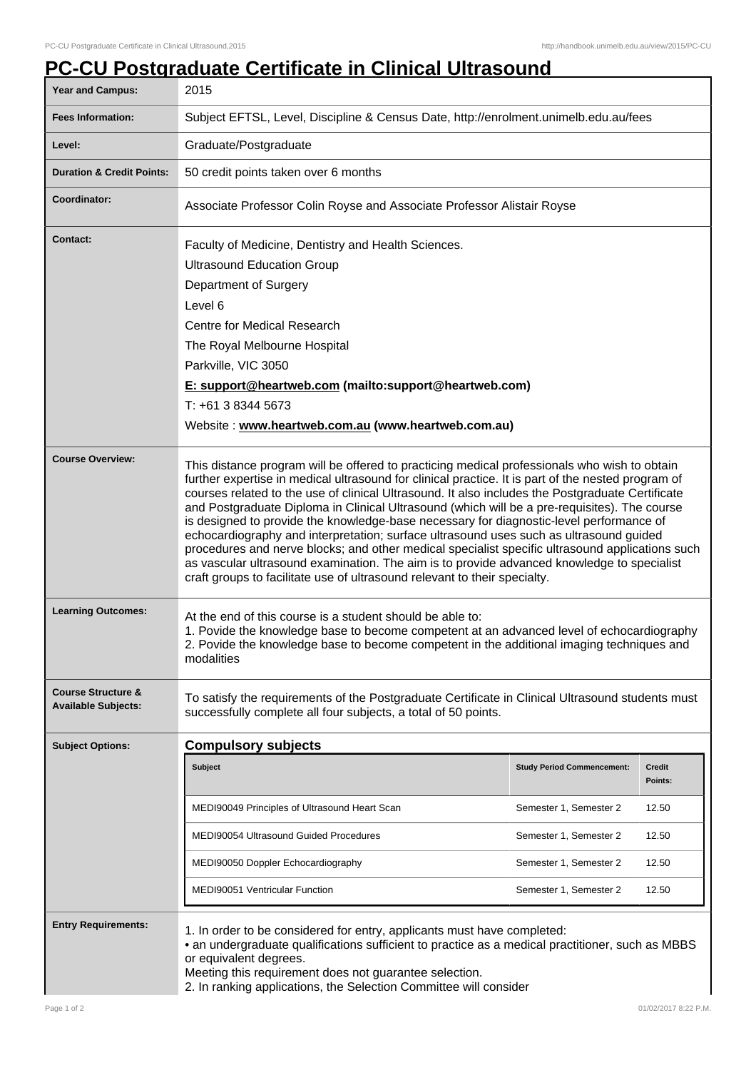# PC-CU Postgraduate Certificate in Clinical Ultrasound

| | |
|---|---|
| **Year and Campus:** | 2015 |
| **Fees Information:** | Subject EFTSL, Level, Discipline & Census Date, http://enrolment.unimelb.edu.au/fees |
| **Level:** | Graduate/Postgraduate |
| **Duration & Credit Points:** | 50 credit points taken over 6 months |
| **Coordinator:** | Associate Professor Colin Royse and Associate Professor Alistair Royse |
| **Contact:** | Faculty of Medicine, Dentistry and Health Sciences.<br>Ultrasound Education Group<br>Department of Surgery<br>Level 6<br>Centre for Medical Research<br>The Royal Melbourne Hospital<br>Parkville, VIC 3050<br>**E: support@heartweb.com (mailto:support@heartweb.com)**<br>T: +61 3 8344 5673<br>Website : **www.heartweb.com.au (www.heartweb.com.au)** |
| **Course Overview:** | This distance program will be offered to practicing medical professionals who wish to obtain further expertise in medical ultrasound for clinical practice. It is part of the nested program of courses related to the use of clinical Ultrasound. It also includes the Postgraduate Certificate and Postgraduate Diploma in Clinical Ultrasound (which will be a pre-requisites). The course is designed to provide the knowledge-base necessary for diagnostic-level performance of echocardiography and interpretation; surface ultrasound uses such as ultrasound guided procedures and nerve blocks; and other medical specialist specific ultrasound applications such as vascular ultrasound examination. The aim is to provide advanced knowledge to specialist craft groups to facilitate use of ultrasound relevant to their specialty. |
| **Learning Outcomes:** | At the end of this course is a student should be able to:<br>1. Povide the knowledge base to become competent at an advanced level of echocardiography<br>2. Povide the knowledge base to become competent in the additional imaging techniques and modalities |
| **Course Structure & Available Subjects:** | To satisfy the requirements of the Postgraduate Certificate in Clinical Ultrasound students must successfully complete all four subjects, a total of 50 points. |

**Subject Options:**

### Compulsory subjects

| Subject | Study Period Commencement: | Credit Points: |
|---|---|---|
| MEDI90049 Principles of Ultrasound Heart Scan | Semester 1, Semester 2 | 12.50 |
| MEDI90054 Ultrasound Guided Procedures | Semester 1, Semester 2 | 12.50 |
| MEDI90050 Doppler Echocardiography | Semester 1, Semester 2 | 12.50 |
| MEDI90051 Ventricular Function | Semester 1, Semester 2 | 12.50 |

**Entry Requirements:**

1. In order to be considered for entry, applicants must have completed:
• an undergraduate qualifications sufficient to practice as a medical practitioner, such as MBBS or equivalent degrees.
Meeting this requirement does not guarantee selection.
2. In ranking applications, the Selection Committee will consider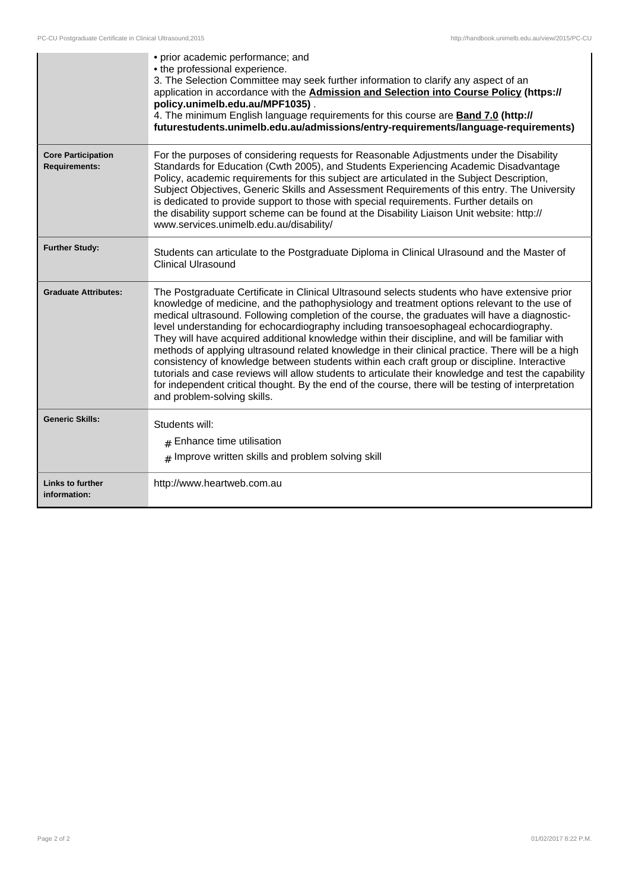| | |
|---|---|
| | • prior academic performance; and<br>• the professional experience.<br>3. The Selection Committee may seek further information to clarify any aspect of an application in accordance with the **Admission and Selection into Course Policy (https://policy.unimelb.edu.au/MPF1035)** .<br>4. The minimum English language requirements for this course are **Band 7.0 (http://futurestudents.unimelb.edu.au/admissions/entry-requirements/language-requirements)** |
| **Core Participation Requirements:** | For the purposes of considering requests for Reasonable Adjustments under the Disability Standards for Education (Cwth 2005), and Students Experiencing Academic Disadvantage Policy, academic requirements for this subject are articulated in the Subject Description, Subject Objectives, Generic Skills and Assessment Requirements of this entry. The University is dedicated to provide support to those with special requirements. Further details on the disability support scheme can be found at the Disability Liaison Unit website: http://www.services.unimelb.edu.au/disability/ |
| **Further Study:** | Students can articulate to the Postgraduate Diploma in Clinical Ulrasound and the Master of Clinical Ulrasound |
| **Graduate Attributes:** | The Postgraduate Certificate in Clinical Ultrasound selects students who have extensive prior knowledge of medicine, and the pathophysiology and treatment options relevant to the use of medical ultrasound. Following completion of the course, the graduates will have a diagnostic-level understanding for echocardiography including transoesophageal echocardiography. They will have acquired additional knowledge within their discipline, and will be familiar with methods of applying ultrasound related knowledge in their clinical practice. There will be a high consistency of knowledge between students within each craft group or discipline. Interactive tutorials and case reviews will allow students to articulate their knowledge and test the capability for independent critical thought. By the end of the course, there will be testing of interpretation and problem-solving skills. |
| **Generic Skills:** | Students will:<br># Enhance time utilisation<br># Improve written skills and problem solving skill |
| **Links to further information:** | http://www.heartweb.com.au |